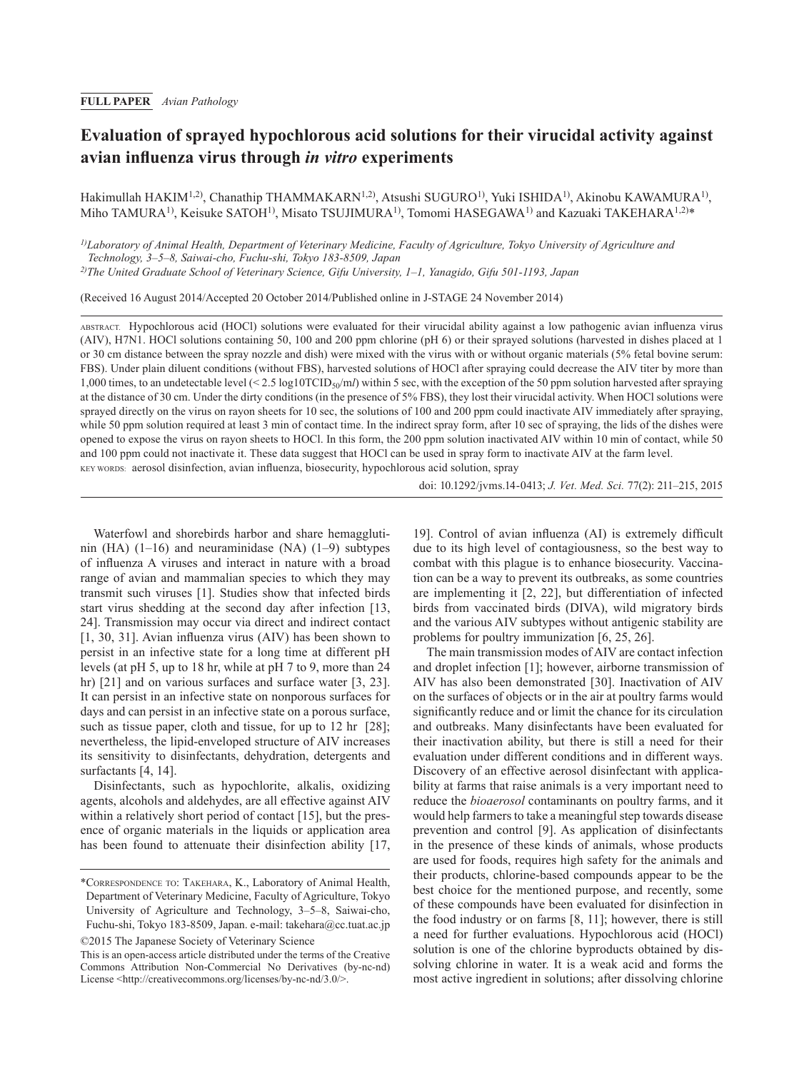**FULL PAPER** *Avian Pathology*

# Evaluation of sprayed hypochlorous acid solutions for their virucidal activity against avian influenza virus through *in vitro* experiments

Hakimullah HAKIM[1,2], Chanathip THAMMAKARN[1,2], Atsushi SUGURO[1], Yuki ISHIDA[1], Akinobu KAWAMURA[1], Miho TAMURA[1], Keisuke SATOH[1], Misato TSUJIMURA[1], Tomomi HASEGAWA[1] and Kazuaki TAKEHARA[1,2]*

[1]*Laboratory of Animal Health, Department of Veterinary Medicine, Faculty of Agriculture, Tokyo University of Agriculture and Technology, 3–5–8, Saiwai-cho, Fuchu-shi, Tokyo 183-8509, Japan*

[2]*The United Graduate School of Veterinary Science, Gifu University, 1–1, Yanagido, Gifu 501-1193, Japan*

(Received 16 August 2014/Accepted 20 October 2014/Published online in J-STAGE 24 November 2014)

ABSTRACT. Hypochlorous acid (HOCl) solutions were evaluated for their virucidal ability against a low pathogenic avian influenza virus (AIV), H7N1. HOCl solutions containing 50, 100 and 200 ppm chlorine (pH 6) or their sprayed solutions (harvested in dishes placed at 1 or 30 cm distance between the spray nozzle and dish) were mixed with the virus with or without organic materials (5% fetal bovine serum: FBS). Under plain diluent conditions (without FBS), harvested solutions of HOCl after spraying could decrease the AIV titer by more than 1,000 times, to an undetectable level (< 2.5 log10TCID$_{50}$/m*l*) within 5 sec, with the exception of the 50 ppm solution harvested after spraying at the distance of 30 cm. Under the dirty conditions (in the presence of 5% FBS), they lost their virucidal activity. When HOCl solutions were sprayed directly on the virus on rayon sheets for 10 sec, the solutions of 100 and 200 ppm could inactivate AIV immediately after spraying, while 50 ppm solution required at least 3 min of contact time. In the indirect spray form, after 10 sec of spraying, the lids of the dishes were opened to expose the virus on rayon sheets to HOCl. In this form, the 200 ppm solution inactivated AIV within 10 min of contact, while 50 and 100 ppm could not inactivate it. These data suggest that HOCl can be used in spray form to inactivate AIV at the farm level.

KEY WORDS: aerosol disinfection, avian influenza, biosecurity, hypochlorous acid solution, spray

doi: 10.1292/jvms.14-0413; *J. Vet. Med. Sci.* 77(2): 211–215, 2015

Waterfowl and shorebirds harbor and share hemagglutinin (HA) (1–16) and neuraminidase (NA) (1–9) subtypes of influenza A viruses and interact in nature with a broad range of avian and mammalian species to which they may transmit such viruses [1]. Studies show that infected birds start virus shedding at the second day after infection [13, 24]. Transmission may occur via direct and indirect contact [1, 30, 31]. Avian influenza virus (AIV) has been shown to persist in an infective state for a long time at different pH levels (at pH 5, up to 18 hr, while at pH 7 to 9, more than 24 hr) [21] and on various surfaces and surface water [3, 23]. It can persist in an infective state on nonporous surfaces for days and can persist in an infective state on a porous surface, such as tissue paper, cloth and tissue, for up to 12 hr [28]; nevertheless, the lipid-enveloped structure of AIV increases its sensitivity to disinfectants, dehydration, detergents and surfactants [4, 14].

Disinfectants, such as hypochlorite, alkalis, oxidizing agents, alcohols and aldehydes, are all effective against AIV within a relatively short period of contact [15], but the presence of organic materials in the liquids or application area has been found to attenuate their disinfection ability [17, 19]. Control of avian influenza (AI) is extremely difficult due to its high level of contagiousness, so the best way to combat with this plague is to enhance biosecurity. Vaccination can be a way to prevent its outbreaks, as some countries are implementing it [2, 22], but differentiation of infected birds from vaccinated birds (DIVA), wild migratory birds and the various AIV subtypes without antigenic stability are problems for poultry immunization [6, 25, 26].

The main transmission modes of AIV are contact infection and droplet infection [1]; however, airborne transmission of AIV has also been demonstrated [30]. Inactivation of AIV on the surfaces of objects or in the air at poultry farms would significantly reduce and or limit the chance for its circulation and outbreaks. Many disinfectants have been evaluated for their inactivation ability, but there is still a need for their evaluation under different conditions and in different ways. Discovery of an effective aerosol disinfectant with applicability at farms that raise animals is a very important need to reduce the *bioaerosol* contaminants on poultry farms, and it would help farmers to take a meaningful step towards disease prevention and control [9]. As application of disinfectants in the presence of these kinds of animals, whose products are used for foods, requires high safety for the animals and their products, chlorine-based compounds appear to be the best choice for the mentioned purpose, and recently, some of these compounds have been evaluated for disinfection in the food industry or on farms [8, 11]; however, there is still a need for further evaluations. Hypochlorous acid (HOCl) solution is one of the chlorine byproducts obtained by dissolving chlorine in water. It is a weak acid and forms the most active ingredient in solutions; after dissolving chlorine

*CORRESPONDENCE TO: TAKEHARA, K., Laboratory of Animal Health, Department of Veterinary Medicine, Faculty of Agriculture, Tokyo University of Agriculture and Technology, 3–5–8, Saiwai-cho, Fuchu-shi, Tokyo 183-8509, Japan. e-mail: takehara@cc.tuat.ac.jp

©2015 The Japanese Society of Veterinary Science

This is an open-access article distributed under the terms of the Creative Commons Attribution Non-Commercial No Derivatives (by-nc-nd) License <http://creativecommons.org/licenses/by-nc-nd/3.0/>.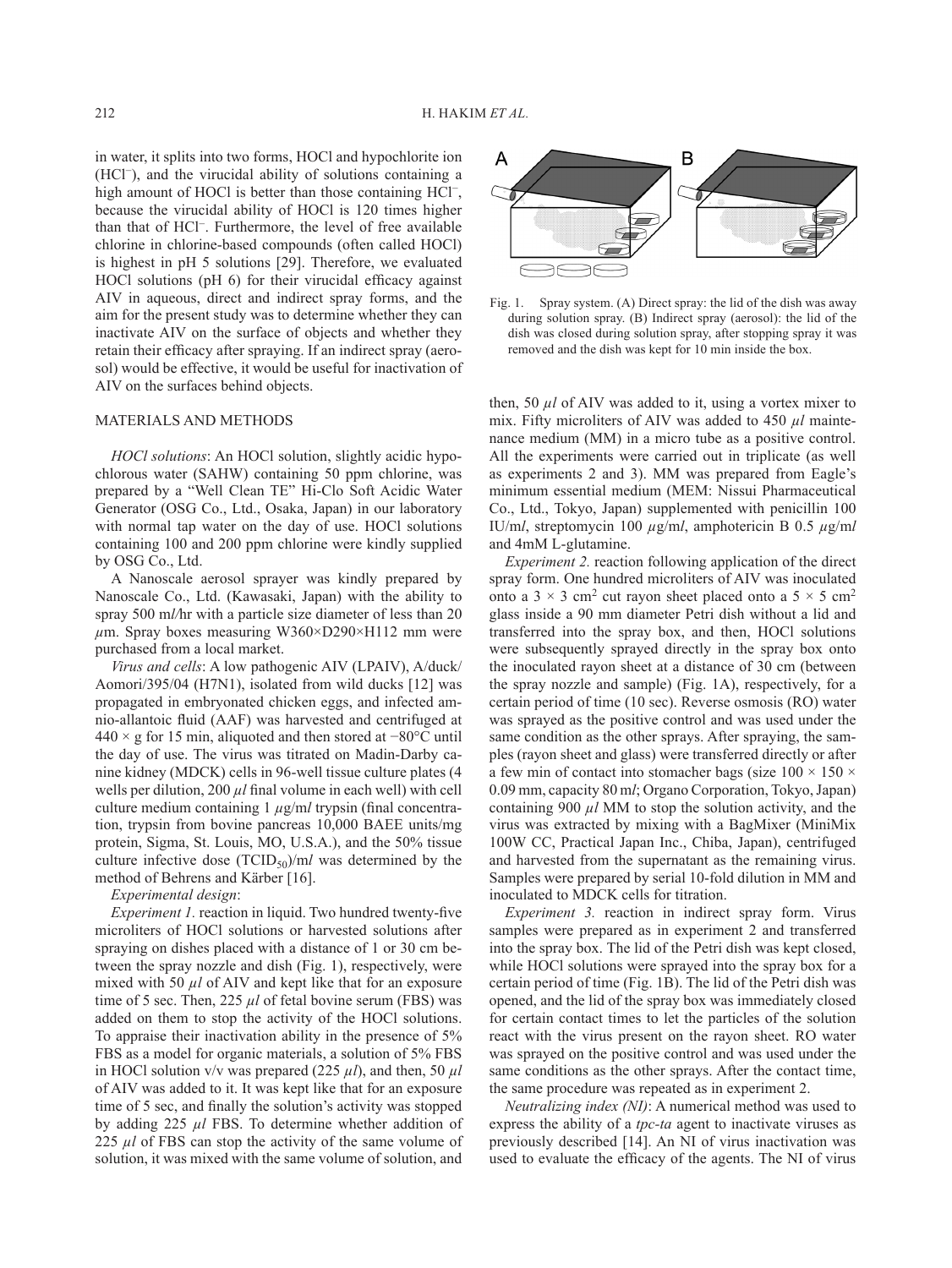in water, it splits into two forms, HOCl and hypochlorite ion ($HCl^-$), and the virucidal ability of solutions containing a high amount of HOCl is better than those containing $HCl^-$, because the virucidal ability of HOCl is 120 times higher than that of $HCl^-$. Furthermore, the level of free available chlorine in chlorine-based compounds (often called HOCl) is highest in pH 5 solutions [29]. Therefore, we evaluated HOCl solutions (pH 6) for their virucidal efficacy against AIV in aqueous, direct and indirect spray forms, and the aim for the present study was to determine whether they can inactivate AIV on the surface of objects and whether they retain their efficacy after spraying. If an indirect spray (aerosol) would be effective, it would be useful for inactivation of AIV on the surfaces behind objects.

## MATERIALS AND METHODS

*HOCl solutions*: An HOCl solution, slightly acidic hypochlorous water (SAHW) containing 50 ppm chlorine, was prepared by a "Well Clean TE" Hi-Clo Soft Acidic Water Generator (OSG Co., Ltd., Osaka, Japan) in our laboratory with normal tap water on the day of use. HOCl solutions containing 100 and 200 ppm chlorine were kindly supplied by OSG Co., Ltd.

A Nanoscale aerosol sprayer was kindly prepared by Nanoscale Co., Ltd. (Kawasaki, Japan) with the ability to spray 500 m*l*/hr with a particle size diameter of less than 20 $\mu$m. Spray boxes measuring W360×D290×H112 mm were purchased from a local market.

*Virus and cells*: A low pathogenic AIV (LPAIV), A/duck/Aomori/395/04 (H7N1), isolated from wild ducks [12] was propagated in embryonated chicken eggs, and infected amnio-allantoic fluid (AAF) was harvested and centrifuged at 440 × g for 15 min, aliquoted and then stored at −80°C until the day of use. The virus was titrated on Madin-Darby canine kidney (MDCK) cells in 96-well tissue culture plates (4 wells per dilution, 200 $\mu$*l* final volume in each well) with cell culture medium containing 1 $\mu$g/m*l* trypsin (final concentration, trypsin from bovine pancreas 10,000 BAEE units/mg protein, Sigma, St. Louis, MO, U.S.A.), and the 50% tissue culture infective dose ($TCID_{50}$)/m*l* was determined by the method of Behrens and Kärber [16].

*Experimental design*:

*Experiment 1.* reaction in liquid. Two hundred twenty-five microliters of HOCl solutions or harvested solutions after spraying on dishes placed with a distance of 1 or 30 cm between the spray nozzle and dish (Fig. 1), respectively, were mixed with 50 $\mu$*l* of AIV and kept like that for an exposure time of 5 sec. Then, 225 $\mu$*l* of fetal bovine serum (FBS) was added on them to stop the activity of the HOCl solutions. To appraise their inactivation ability in the presence of 5% FBS as a model for organic materials, a solution of 5% FBS in HOCl solution v/v was prepared (225 $\mu$*l*), and then, 50 $\mu$*l* of AIV was added to it. It was kept like that for an exposure time of 5 sec, and finally the solution's activity was stopped by adding 225 $\mu$*l* FBS. To determine whether addition of 225 $\mu$*l* of FBS can stop the activity of the same volume of solution, it was mixed with the same volume of solution, and then, 50 $\mu$*l* of AIV was added to it, using a vortex mixer to mix. Fifty microliters of AIV was added to 450 $\mu$*l* maintenance medium (MM) in a micro tube as a positive control. All the experiments were carried out in triplicate (as well as experiments 2 and 3). MM was prepared from Eagle's minimum essential medium (MEM: Nissui Pharmaceutical Co., Ltd., Tokyo, Japan) supplemented with penicillin 100 IU/m*l*, streptomycin 100 $\mu$g/m*l*, amphotericin B 0.5 $\mu$g/m*l* and 4mM L-glutamine.

Fig. 1. Spray system. (A) Direct spray: the lid of the dish was away during solution spray. (B) Indirect spray (aerosol): the lid of the dish was closed during solution spray, after stopping spray it was removed and the dish was kept for 10 min inside the box.

*Experiment 2.* reaction following application of the direct spray form. One hundred microliters of AIV was inoculated onto a 3 × 3 $cm^2$ cut rayon sheet placed onto a 5 × 5 $cm^2$ glass inside a 90 mm diameter Petri dish without a lid and transferred into the spray box, and then, HOCl solutions were subsequently sprayed directly in the spray box onto the inoculated rayon sheet at a distance of 30 cm (between the spray nozzle and sample) (Fig. 1A), respectively, for a certain period of time (10 sec). Reverse osmosis (RO) water was sprayed as the positive control and was used under the same condition as the other sprays. After spraying, the samples (rayon sheet and glass) were transferred directly or after a few min of contact into stomacher bags (size 100 × 150 × 0.09 mm, capacity 80 m*l*; Organo Corporation, Tokyo, Japan) containing 900 $\mu$*l* MM to stop the solution activity, and the virus was extracted by mixing with a BagMixer (MiniMix 100W CC, Practical Japan Inc., Chiba, Japan), centrifuged and harvested from the supernatant as the remaining virus. Samples were prepared by serial 10-fold dilution in MM and inoculated to MDCK cells for titration.

*Experiment 3.* reaction in indirect spray form. Virus samples were prepared as in experiment 2 and transferred into the spray box. The lid of the Petri dish was kept closed, while HOCl solutions were sprayed into the spray box for a certain period of time (Fig. 1B). The lid of the Petri dish was opened, and the lid of the spray box was immediately closed for certain contact times to let the particles of the solution react with the virus present on the rayon sheet. RO water was sprayed on the positive control and was used under the same conditions as the other sprays. After the contact time, the same procedure was repeated as in experiment 2.

*Neutralizing index (NI)*: A numerical method was used to express the ability of a *tpc-ta* agent to inactivate viruses as previously described [14]. An NI of virus inactivation was used to evaluate the efficacy of the agents. The NI of virus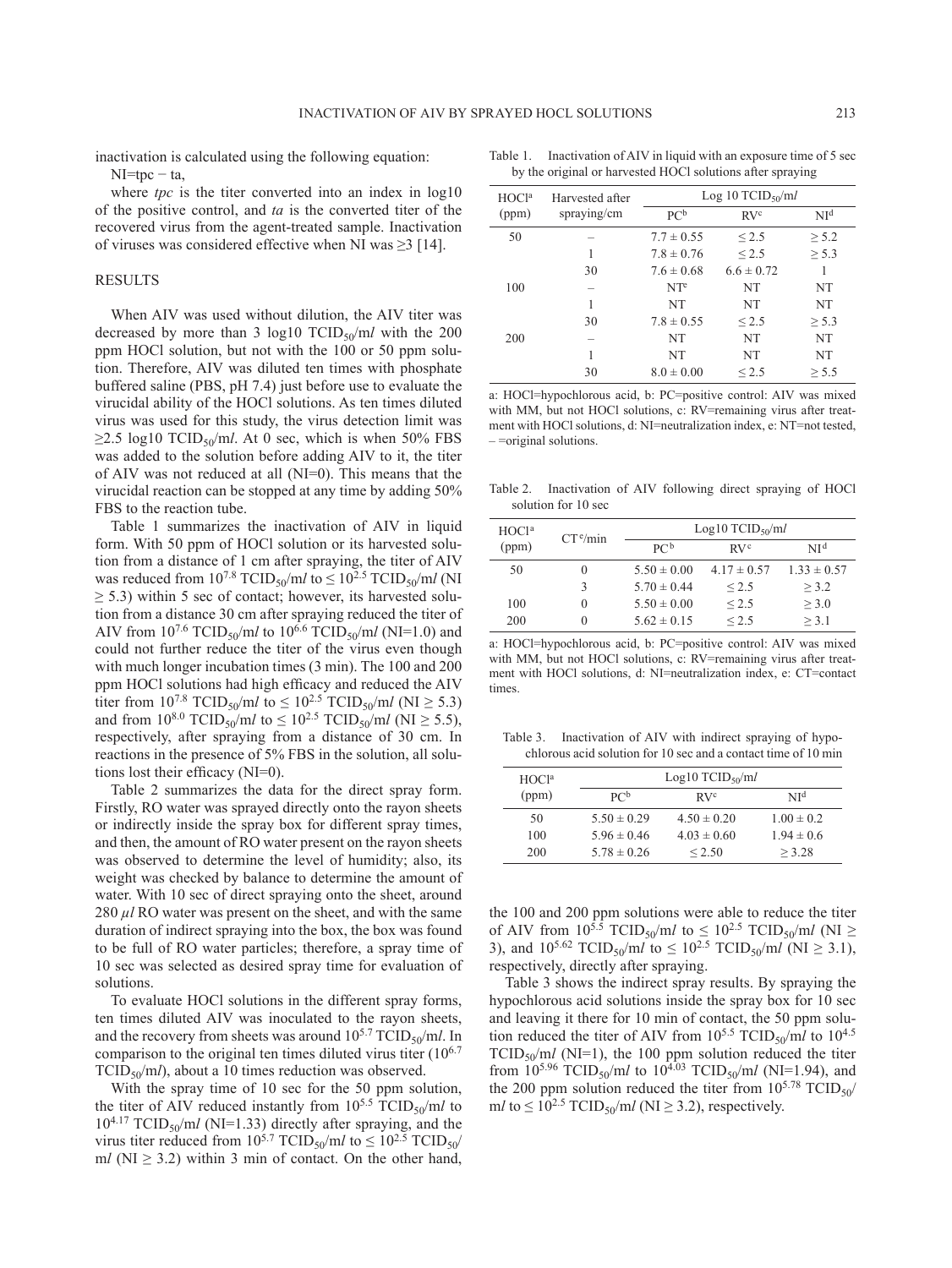inactivation is calculated using the following equation:

NI=tpc − ta,

where *tpc* is the titer converted into an index in log10 of the positive control, and *ta* is the converted titer of the recovered virus from the agent-treated sample. Inactivation of viruses was considered effective when NI was ≥3 [14].

## RESULTS

When AIV was used without dilution, the AIV titer was decreased by more than 3 log10 $TCID_{50}$/m*l* with the 200 ppm HOCl solution, but not with the 100 or 50 ppm solution. Therefore, AIV was diluted ten times with phosphate buffered saline (PBS, pH 7.4) just before use to evaluate the virucidal ability of the HOCl solutions. As ten times diluted virus was used for this study, the virus detection limit was ≥2.5 log10 $TCID_{50}$/m*l*. At 0 sec, which is when 50% FBS was added to the solution before adding AIV to it, the titer of AIV was not reduced at all (NI=0). This means that the virucidal reaction can be stopped at any time by adding 50% FBS to the reaction tube.

Table 1 summarizes the inactivation of AIV in liquid form. With 50 ppm of HOCl solution or its harvested solution from a distance of 1 cm after spraying, the titer of AIV was reduced from $10^{7.8}$ $TCID_{50}$/m*l* to ≤ $10^{2.5}$ $TCID_{50}$/m*l* (NI ≥ 5.3) within 5 sec of contact; however, its harvested solution from a distance 30 cm after spraying reduced the titer of AIV from $10^{7.6}$ $TCID_{50}$/m*l* to $10^{6.6}$ $TCID_{50}$/m*l* (NI=1.0) and could not further reduce the titer of the virus even though with much longer incubation times (3 min). The 100 and 200 ppm HOCl solutions had high efficacy and reduced the AIV titer from $10^{7.8}$ $TCID_{50}$/m*l* to ≤ $10^{2.5}$ $TCID_{50}$/m*l* (NI ≥ 5.3) and from $10^{8.0}$ $TCID_{50}$/m*l* to ≤ $10^{2.5}$ $TCID_{50}$/m*l* (NI ≥ 5.5), respectively, after spraying from a distance of 30 cm. In reactions in the presence of 5% FBS in the solution, all solutions lost their efficacy (NI=0).

Table 2 summarizes the data for the direct spray form. Firstly, RO water was sprayed directly onto the rayon sheets or indirectly inside the spray box for different spray times, and then, the amount of RO water present on the rayon sheets was observed to determine the level of humidity; also, its weight was checked by balance to determine the amount of water. With 10 sec of direct spraying onto the sheet, around 280 *μl* RO water was present on the sheet, and with the same duration of indirect spraying into the box, the box was found to be full of RO water particles; therefore, a spray time of 10 sec was selected as desired spray time for evaluation of solutions.

To evaluate HOCl solutions in the different spray forms, ten times diluted AIV was inoculated to the rayon sheets, and the recovery from sheets was around $10^{5.7}$ $TCID_{50}$/m*l*. In comparison to the original ten times diluted virus titer ($10^{6.7}$ $TCID_{50}$/m*l*), about a 10 times reduction was observed.

With the spray time of 10 sec for the 50 ppm solution, the titer of AIV reduced instantly from $10^{5.5}$ $TCID_{50}$/m*l* to $10^{4.17}$ $TCID_{50}$/m*l* (NI=1.33) directly after spraying, and the virus titer reduced from $10^{5.7}$ $TCID_{50}$/m*l* to ≤ $10^{2.5}$ $TCID_{50}$/m*l* (NI ≥ 3.2) within 3 min of contact. On the other hand, the 100 and 200 ppm solutions were able to reduce the titer of AIV from $10^{5.5}$ $TCID_{50}$/m*l* to ≤ $10^{2.5}$ $TCID_{50}$/m*l* (NI ≥ 3), and $10^{5.62}$ $TCID_{50}$/m*l* to ≤ $10^{2.5}$ $TCID_{50}$/m*l* (NI ≥ 3.1), respectively, directly after spraying.

Table 3 shows the indirect spray results. By spraying the hypochlorous acid solutions inside the spray box for 10 sec and leaving it there for 10 min of contact, the 50 ppm solution reduced the titer of AIV from $10^{5.5}$ $TCID_{50}$/m*l* to $10^{4.5}$ $TCID_{50}$/m*l* (NI=1), the 100 ppm solution reduced the titer from $10^{5.96}$ $TCID_{50}$/m*l* to $10^{4.03}$ $TCID_{50}$/m*l* (NI=1.94), and the 200 ppm solution reduced the titer from $10^{5.78}$ $TCID_{50}$/m*l* to ≤ $10^{2.5}$ $TCID_{50}$/m*l* (NI ≥ 3.2), respectively.

Table 1. Inactivation of AIV in liquid with an exposure time of 5 sec by the original or harvested HOCl solutions after spraying

| HOCl[a] (ppm) | Harvested after spraying/cm | Log 10 $TCID_{50}$/m*l* | | |
|---|---|---|---|---|
| | | PC[b] | RV[c] | NI[d] |
| 50 | – | 7.7 ± 0.55 | ≤ 2.5 | ≥ 5.2 |
| | 1 | 7.8 ± 0.76 | ≤ 2.5 | ≥ 5.3 |
| | 30 | 7.6 ± 0.68 | 6.6 ± 0.72 | 1 |
| 100 | – | NT[e] | NT | NT |
| | 1 | NT | NT | NT |
| | 30 | 7.8 ± 0.55 | ≤ 2.5 | ≥ 5.3 |
| 200 | – | NT | NT | NT |
| | 1 | NT | NT | NT |
| | 30 | 8.0 ± 0.00 | ≤ 2.5 | ≥ 5.5 |

a: HOCl=hypochlorous acid, b: PC=positive control: AIV was mixed with MM, but not HOCl solutions, c: RV=remaining virus after treatment with HOCl solutions, d: NI=neutralization index, e: NT=not tested, – =original solutions.

Table 2. Inactivation of AIV following direct spraying of HOCl solution for 10 sec

| HOCl[a] (ppm) | CT[e]/min | Log10 $TCID_{50}$/m*l* | | |
|---|---|---|---|---|
| | | PC[b] | RV[c] | NI[d] |
| 50 | 0 | 5.50 ± 0.00 | 4.17 ± 0.57 | 1.33 ± 0.57 |
| | 3 | 5.70 ± 0.44 | ≤ 2.5 | ≥ 3.2 |
| 100 | 0 | 5.50 ± 0.00 | ≤ 2.5 | ≥ 3.0 |
| 200 | 0 | 5.62 ± 0.15 | ≤ 2.5 | ≥ 3.1 |

a: HOCl=hypochlorous acid, b: PC=positive control: AIV was mixed with MM, but not HOCl solutions, c: RV=remaining virus after treatment with HOCl solutions, d: NI=neutralization index, e: CT=contact times.

Table 3. Inactivation of AIV with indirect spraying of hypochlorous acid solution for 10 sec and a contact time of 10 min

| HOCl[a] (ppm) | Log10 $TCID_{50}$/m*l* | | |
|---|---|---|---|
| | PC[b] | RV[c] | NI[d] |
| 50 | 5.50 ± 0.29 | 4.50 ± 0.20 | 1.00 ± 0.2 |
| 100 | 5.96 ± 0.46 | 4.03 ± 0.60 | 1.94 ± 0.6 |
| 200 | 5.78 ± 0.26 | ≤ 2.50 | ≥ 3.28 |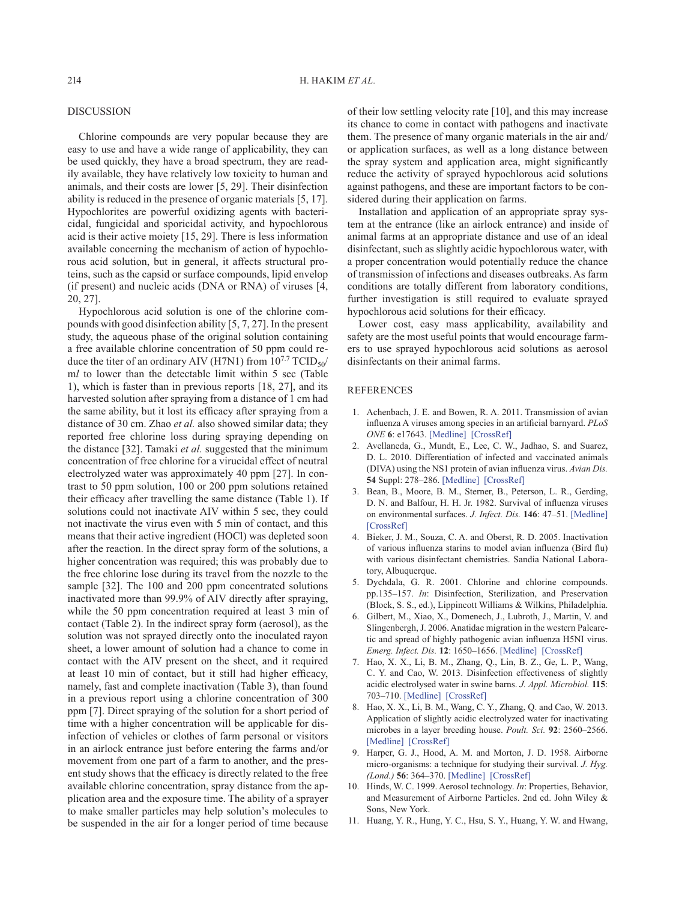## DISCUSSION

Chlorine compounds are very popular because they are easy to use and have a wide range of applicability, they can be used quickly, they have a broad spectrum, they are readily available, they have relatively low toxicity to human and animals, and their costs are lower [5, 29]. Their disinfection ability is reduced in the presence of organic materials [5, 17]. Hypochlorites are powerful oxidizing agents with bactericidal, fungicidal and sporicidal activity, and hypochlorous acid is their active moiety [15, 29]. There is less information available concerning the mechanism of action of hypochlorous acid solution, but in general, it affects structural proteins, such as the capsid or surface compounds, lipid envelop (if present) and nucleic acids (DNA or RNA) of viruses [4, 20, 27].

Hypochlorous acid solution is one of the chlorine compounds with good disinfection ability [5, 7, 27]. In the present study, the aqueous phase of the original solution containing a free available chlorine concentration of 50 ppm could reduce the titer of an ordinary AIV (H7N1) from $10^{7.7}$ $TCID_{50}$/m*l* to lower than the detectable limit within 5 sec (Table 1), which is faster than in previous reports [18, 27], and its harvested solution after spraying from a distance of 1 cm had the same ability, but it lost its efficacy after spraying from a distance of 30 cm. Zhao *et al.* also showed similar data; they reported free chlorine loss during spraying depending on the distance [32]. Tamaki *et al.* suggested that the minimum concentration of free chlorine for a virucidal effect of neutral electrolyzed water was approximately 40 ppm [27]. In contrast to 50 ppm solution, 100 or 200 ppm solutions retained their efficacy after travelling the same distance (Table 1). If solutions could not inactivate AIV within 5 sec, they could not inactivate the virus even with 5 min of contact, and this means that their active ingredient (HOCl) was depleted soon after the reaction. In the direct spray form of the solutions, a higher concentration was required; this was probably due to the free chlorine lose during its travel from the nozzle to the sample [32]. The 100 and 200 ppm concentrated solutions inactivated more than 99.9% of AIV directly after spraying, while the 50 ppm concentration required at least 3 min of contact (Table 2). In the indirect spray form (aerosol), as the solution was not sprayed directly onto the inoculated rayon sheet, a lower amount of solution had a chance to come in contact with the AIV present on the sheet, and it required at least 10 min of contact, but it still had higher efficacy, namely, fast and complete inactivation (Table 3), than found in a previous report using a chlorine concentration of 300 ppm [7]. Direct spraying of the solution for a short period of time with a higher concentration will be applicable for disinfection of vehicles or clothes of farm personal or visitors in an airlock entrance just before entering the farms and/or movement from one part of a farm to another, and the present study shows that the efficacy is directly related to the free available chlorine concentration, spray distance from the application area and the exposure time. The ability of a sprayer to make smaller particles may help solution's molecules to be suspended in the air for a longer period of time because of their low settling velocity rate [10], and this may increase its chance to come in contact with pathogens and inactivate them. The presence of many organic materials in the air and/or application surfaces, as well as a long distance between the spray system and application area, might significantly reduce the activity of sprayed hypochlorous acid solutions against pathogens, and these are important factors to be considered during their application on farms.

Installation and application of an appropriate spray system at the entrance (like an airlock entrance) and inside of animal farms at an appropriate distance and use of an ideal disinfectant, such as slightly acidic hypochlorous water, with a proper concentration would potentially reduce the chance of transmission of infections and diseases outbreaks. As farm conditions are totally different from laboratory conditions, further investigation is still required to evaluate sprayed hypochlorous acid solutions for their efficacy.

Lower cost, easy mass applicability, availability and safety are the most useful points that would encourage farmers to use sprayed hypochlorous acid solutions as aerosol disinfectants on their animal farms.

## REFERENCES

1. Achenbach, J. E. and Bowen, R. A. 2011. Transmission of avian influenza A viruses among species in an artificial barnyard. *PLoS ONE* **6**: e17643. [Medline] [CrossRef]
2. Avellaneda, G., Mundt, E., Lee, C. W., Jadhao, S. and Suarez, D. L. 2010. Differentiation of infected and vaccinated animals (DIVA) using the NS1 protein of avian influenza virus. *Avian Dis.* **54** Suppl: 278–286. [Medline] [CrossRef]
3. Bean, B., Moore, B. M., Sterner, B., Peterson, L. R., Gerding, D. N. and Balfour, H. H. Jr. 1982. Survival of influenza viruses on environmental surfaces. *J. Infect. Dis.* **146**: 47–51. [Medline] [CrossRef]
4. Bieker, J. M., Souza, C. A. and Oberst, R. D. 2005. Inactivation of various influenza starins to model avian influenza (Bird flu) with various disinfectant chemistries. Sandia National Laboratory, Albuquerque.
5. Dychdala, G. R. 2001. Chlorine and chlorine compounds. pp.135–157. *In*: Disinfection, Sterilization, and Preservation (Block, S. S., ed.), Lippincott Williams & Wilkins, Philadelphia.
6. Gilbert, M., Xiao, X., Domenech, J., Lubroth, J., Martin, V. and Slingenbergh, J. 2006. Anatidae migration in the western Palearctic and spread of highly pathogenic avian influenza H5NI virus. *Emerg. Infect. Dis.* **12**: 1650–1656. [Medline] [CrossRef]
7. Hao, X. X., Li, B. M., Zhang, Q., Lin, B. Z., Ge, L. P., Wang, C. Y. and Cao, W. 2013. Disinfection effectiveness of slightly acidic electrolysed water in swine barns. *J. Appl. Microbiol.* **115**: 703–710. [Medline] [CrossRef]
8. Hao, X. X., Li, B. M., Wang, C. Y., Zhang, Q. and Cao, W. 2013. Application of slightly acidic electrolyzed water for inactivating microbes in a layer breeding house. *Poult. Sci.* **92**: 2560–2566. [Medline] [CrossRef]
9. Harper, G. J., Hood, A. M. and Morton, J. D. 1958. Airborne micro-organisms: a technique for studying their survival. *J. Hyg. (Lond.)* **56**: 364–370. [Medline] [CrossRef]
10. Hinds, W. C. 1999. Aerosol technology. *In*: Properties, Behavior, and Measurement of Airborne Particles. 2nd ed. John Wiley & Sons, New York.
11. Huang, Y. R., Hung, Y. C., Hsu, S. Y., Huang, Y. W. and Hwang,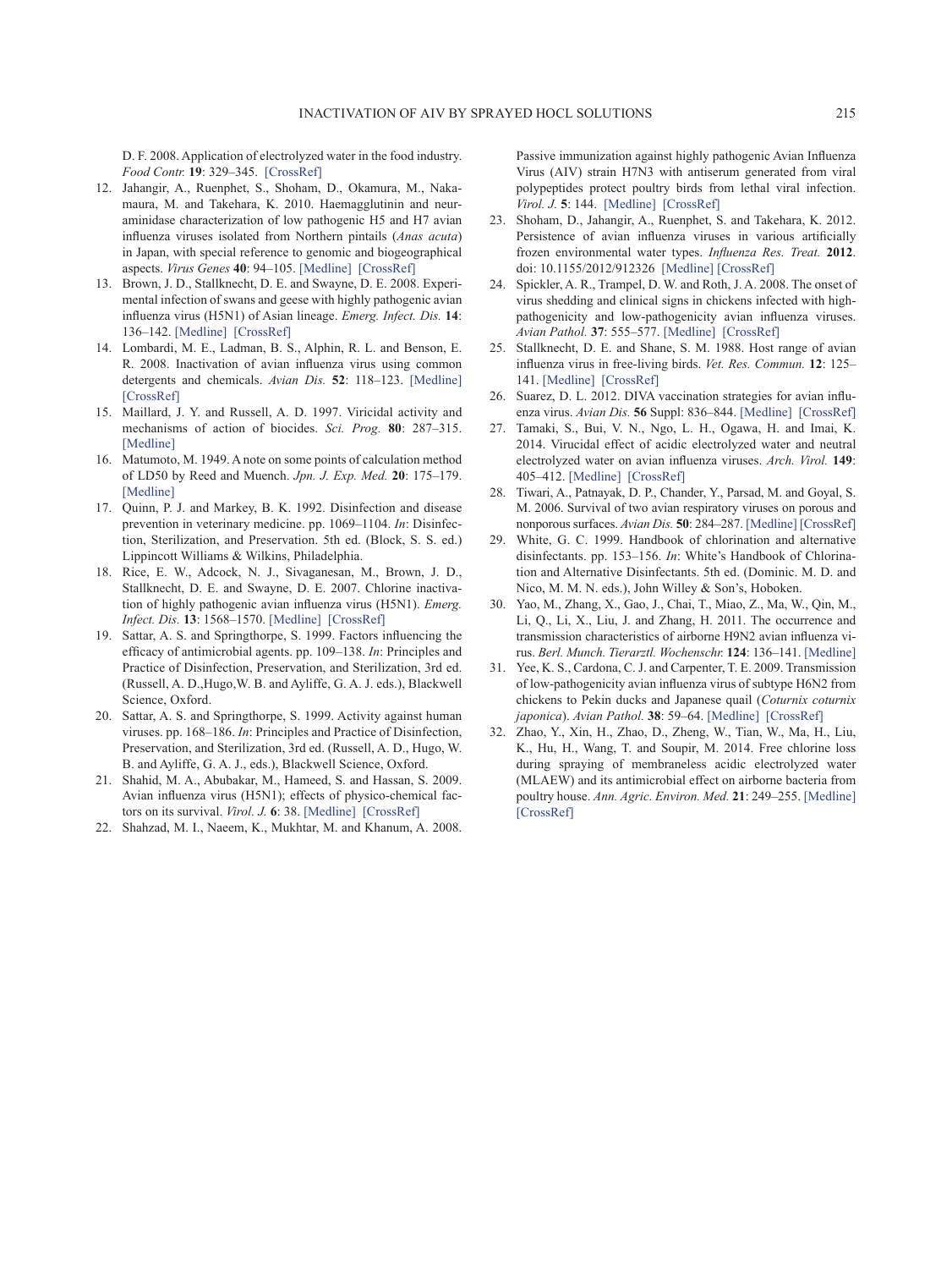D. F. 2008. Application of electrolyzed water in the food industry. *Food Contr.* **19**: 329–345. [CrossRef]

12. Jahangir, A., Ruenphet, S., Shoham, D., Okamura, M., Nakamaura, M. and Takehara, K. 2010. Haemagglutinin and neuraminidase characterization of low pathogenic H5 and H7 avian influenza viruses isolated from Northern pintails (*Anas acuta*) in Japan, with special reference to genomic and biogeographical aspects. *Virus Genes* **40**: 94–105. [Medline] [CrossRef]
13. Brown, J. D., Stallknecht, D. E. and Swayne, D. E. 2008. Experimental infection of swans and geese with highly pathogenic avian influenza virus (H5N1) of Asian lineage. *Emerg. Infect. Dis.* **14**: 136–142. [Medline] [CrossRef]
14. Lombardi, M. E., Ladman, B. S., Alphin, R. L. and Benson, E. R. 2008. Inactivation of avian influenza virus using common detergents and chemicals. *Avian Dis.* **52**: 118–123. [Medline] [CrossRef]
15. Maillard, J. Y. and Russell, A. D. 1997. Viricidal activity and mechanisms of action of biocides. *Sci. Prog.* **80**: 287–315. [Medline]
16. Matumoto, M. 1949. A note on some points of calculation method of LD50 by Reed and Muench. *Jpn. J. Exp. Med.* **20**: 175–179. [Medline]
17. Quinn, P. J. and Markey, B. K. 1992. Disinfection and disease prevention in veterinary medicine. pp. 1069–1104. *In*: Disinfection, Sterilization, and Preservation. 5th ed. (Block, S. S. ed.) Lippincott Williams & Wilkins, Philadelphia.
18. Rice, E. W., Adcock, N. J., Sivaganesan, M., Brown, J. D., Stallknecht, D. E. and Swayne, D. E. 2007. Chlorine inactivation of highly pathogenic avian influenza virus (H5N1). *Emerg. Infect. Dis.* **13**: 1568–1570. [Medline] [CrossRef]
19. Sattar, A. S. and Springthorpe, S. 1999. Factors influencing the efficacy of antimicrobial agents. pp. 109–138. *In*: Principles and Practice of Disinfection, Preservation, and Sterilization, 3rd ed. (Russell, A. D.,Hugo,W. B. and Ayliffe, G. A. J. eds.), Blackwell Science, Oxford.
20. Sattar, A. S. and Springthorpe, S. 1999. Activity against human viruses. pp. 168–186. *In*: Principles and Practice of Disinfection, Preservation, and Sterilization, 3rd ed. (Russell, A. D., Hugo, W. B. and Ayliffe, G. A. J., eds.), Blackwell Science, Oxford.
21. Shahid, M. A., Abubakar, M., Hameed, S. and Hassan, S. 2009. Avian influenza virus (H5N1); effects of physico-chemical factors on its survival. *Virol. J.* **6**: 38. [Medline] [CrossRef]
22. Shahzad, M. I., Naeem, K., Mukhtar, M. and Khanum, A. 2008. Passive immunization against highly pathogenic Avian Influenza Virus (AIV) strain H7N3 with antiserum generated from viral polypeptides protect poultry birds from lethal viral infection. *Virol. J.* **5**: 144. [Medline] [CrossRef]
23. Shoham, D., Jahangir, A., Ruenphet, S. and Takehara, K. 2012. Persistence of avian influenza viruses in various artificially frozen environmental water types. *Influenza Res. Treat.* **2012**. doi: 10.1155/2012/912326 [Medline] [CrossRef]
24. Spickler, A. R., Trampel, D. W. and Roth, J. A. 2008. The onset of virus shedding and clinical signs in chickens infected with high-pathogenicity and low-pathogenicity avian influenza viruses. *Avian Pathol.* **37**: 555–577. [Medline] [CrossRef]
25. Stallknecht, D. E. and Shane, S. M. 1988. Host range of avian influenza virus in free-living birds. *Vet. Res. Commun.* **12**: 125–141. [Medline] [CrossRef]
26. Suarez, D. L. 2012. DIVA vaccination strategies for avian influenza virus. *Avian Dis.* **56** Suppl: 836–844. [Medline] [CrossRef]
27. Tamaki, S., Bui, V. N., Ngo, L. H., Ogawa, H. and Imai, K. 2014. Virucidal effect of acidic electrolyzed water and neutral electrolyzed water on avian influenza viruses. *Arch. Virol.* **149**: 405–412. [Medline] [CrossRef]
28. Tiwari, A., Patnayak, D. P., Chander, Y., Parsad, M. and Goyal, S. M. 2006. Survival of two avian respiratory viruses on porous and nonporous surfaces. *Avian Dis.* **50**: 284–287. [Medline] [CrossRef]
29. White, G. C. 1999. Handbook of chlorination and alternative disinfectants. pp. 153–156. *In*: White's Handbook of Chlorination and Alternative Disinfectants. 5th ed. (Dominic. M. D. and Nico, M. M. N. eds.), John Willey & Son's, Hoboken.
30. Yao, M., Zhang, X., Gao, J., Chai, T., Miao, Z., Ma, W., Qin, M., Li, Q., Li, X., Liu, J. and Zhang, H. 2011. The occurrence and transmission characteristics of airborne H9N2 avian influenza virus. *Berl. Munch. Tierarztl. Wochenschr.* **124**: 136–141. [Medline]
31. Yee, K. S., Cardona, C. J. and Carpenter, T. E. 2009. Transmission of low-pathogenicity avian influenza virus of subtype H6N2 from chickens to Pekin ducks and Japanese quail (*Coturnix coturnix japonica*). *Avian Pathol.* **38**: 59–64. [Medline] [CrossRef]
32. Zhao, Y., Xin, H., Zhao, D., Zheng, W., Tian, W., Ma, H., Liu, K., Hu, H., Wang, T. and Soupir, M. 2014. Free chlorine loss during spraying of membraneless acidic electrolyzed water (MLAEW) and its antimicrobial effect on airborne bacteria from poultry house. *Ann. Agric. Environ. Med.* **21**: 249–255. [Medline] [CrossRef]